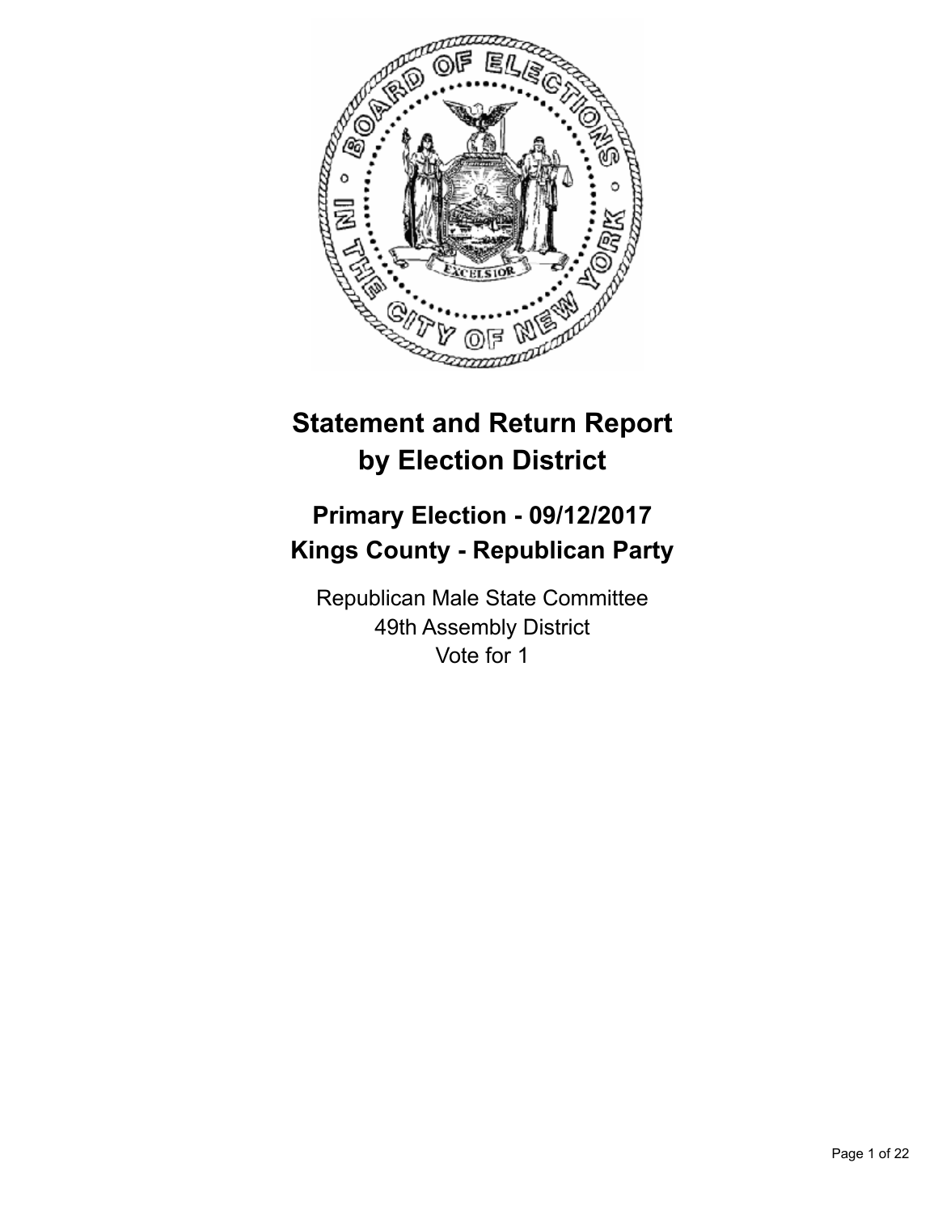# Statement and Return Report by Election District

## Primary Election - 09/12/2017
## Kings County - Republican Party

Republican Male State Committee
49th Assembly District
Vote for 1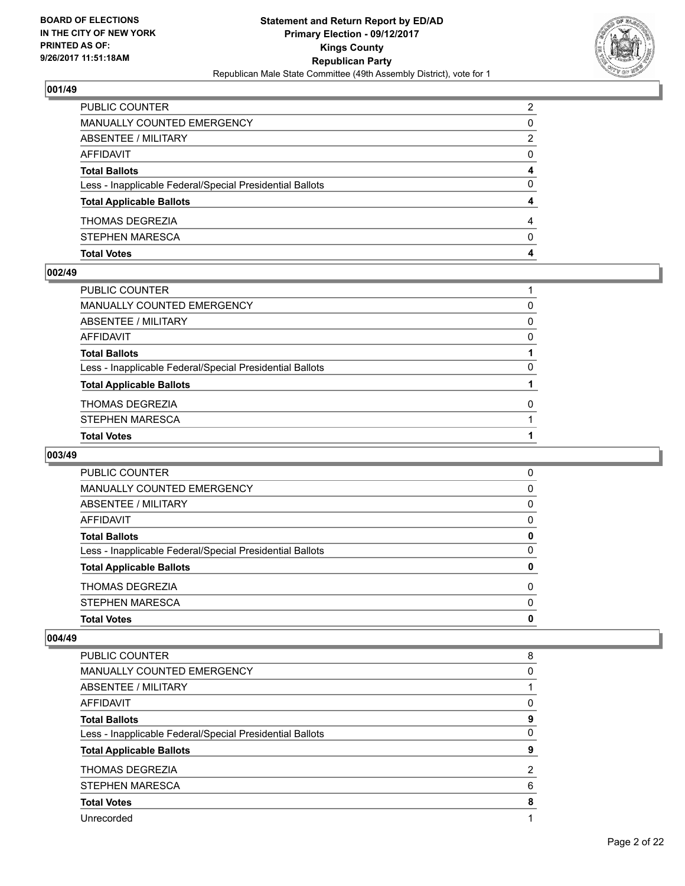**BOARD OF ELECTIONS IN THE CITY OF NEW YORK PRINTED AS OF: 9/26/2017 11:51:18AM**

**Statement and Return Report by ED/AD Primary Election - 09/12/2017 Kings County Republican Party**

Republican Male State Committee (49th Assembly District), vote for 1

### 001/49

| | |
|---|---|
| PUBLIC COUNTER | 2 |
| MANUALLY COUNTED EMERGENCY | 0 |
| ABSENTEE / MILITARY | 2 |
| AFFIDAVIT | 0 |
| **Total Ballots** | **4** |
| Less - Inapplicable Federal/Special Presidential Ballots | 0 |
| **Total Applicable Ballots** | **4** |
| THOMAS DEGREZIA | 4 |
| STEPHEN MARESCA | 0 |
| **Total Votes** | **4** |

### 002/49

| | |
|---|---|
| PUBLIC COUNTER | 1 |
| MANUALLY COUNTED EMERGENCY | 0 |
| ABSENTEE / MILITARY | 0 |
| AFFIDAVIT | 0 |
| **Total Ballots** | **1** |
| Less - Inapplicable Federal/Special Presidential Ballots | 0 |
| **Total Applicable Ballots** | **1** |
| THOMAS DEGREZIA | 0 |
| STEPHEN MARESCA | 1 |
| **Total Votes** | **1** |

### 003/49

| | |
|---|---|
| PUBLIC COUNTER | 0 |
| MANUALLY COUNTED EMERGENCY | 0 |
| ABSENTEE / MILITARY | 0 |
| AFFIDAVIT | 0 |
| **Total Ballots** | **0** |
| Less - Inapplicable Federal/Special Presidential Ballots | 0 |
| **Total Applicable Ballots** | **0** |
| THOMAS DEGREZIA | 0 |
| STEPHEN MARESCA | 0 |
| **Total Votes** | **0** |

### 004/49

| | |
|---|---|
| PUBLIC COUNTER | 8 |
| MANUALLY COUNTED EMERGENCY | 0 |
| ABSENTEE / MILITARY | 1 |
| AFFIDAVIT | 0 |
| **Total Ballots** | **9** |
| Less - Inapplicable Federal/Special Presidential Ballots | 0 |
| **Total Applicable Ballots** | **9** |
| THOMAS DEGREZIA | 2 |
| STEPHEN MARESCA | 6 |
| **Total Votes** | **8** |
| Unrecorded | 1 |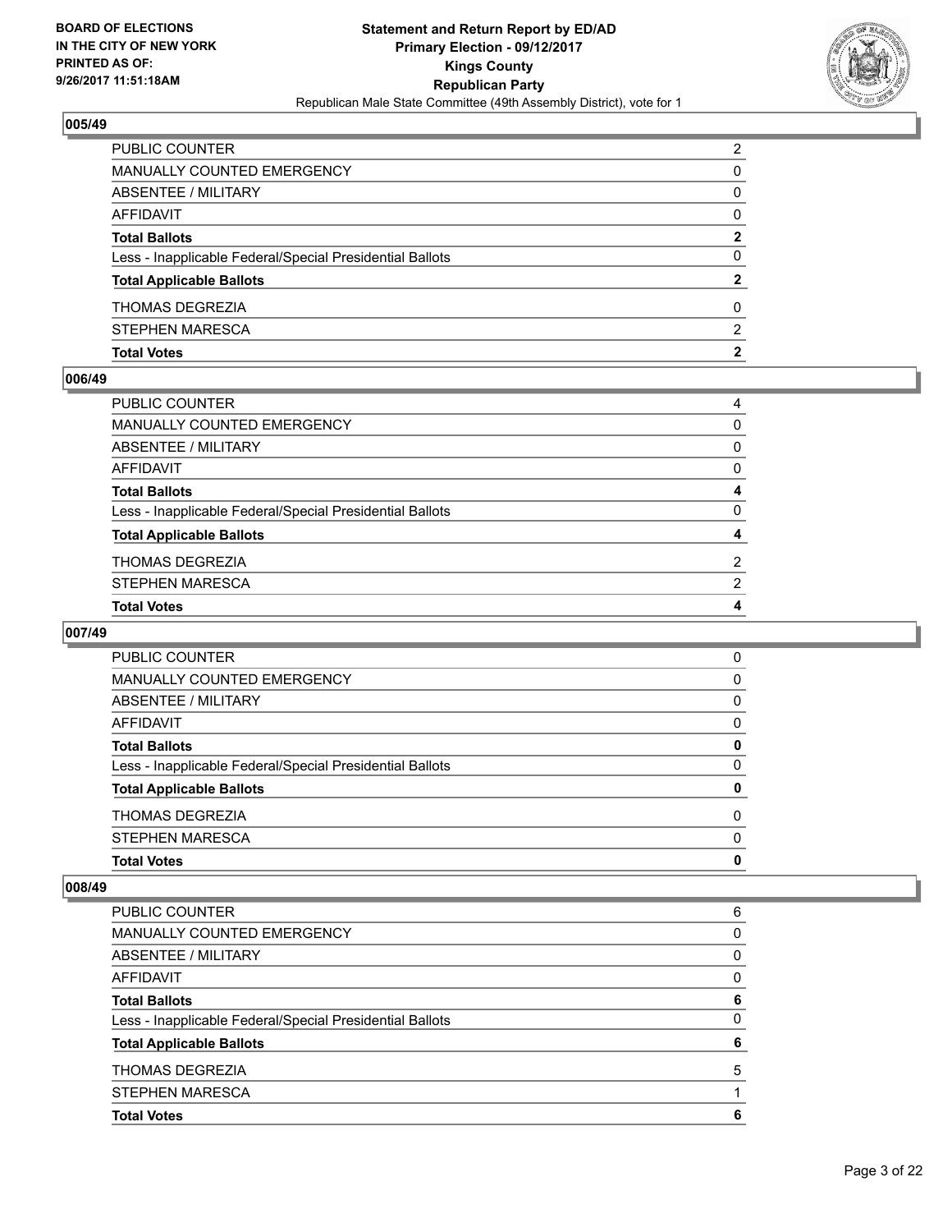**BOARD OF ELECTIONS IN THE CITY OF NEW YORK PRINTED AS OF: 9/26/2017 11:51:18AM**

**Statement and Return Report by ED/AD**
**Primary Election - 09/12/2017**
**Kings County**
**Republican Party**
Republican Male State Committee (49th Assembly District), vote for 1

### 005/49

| | |
|---|---|
| PUBLIC COUNTER | 2 |
| MANUALLY COUNTED EMERGENCY | 0 |
| ABSENTEE / MILITARY | 0 |
| AFFIDAVIT | 0 |
| **Total Ballots** | **2** |
| Less - Inapplicable Federal/Special Presidential Ballots | 0 |
| **Total Applicable Ballots** | **2** |
| THOMAS DEGREZIA | 0 |
| STEPHEN MARESCA | 2 |
| **Total Votes** | **2** |

### 006/49

| | |
|---|---|
| PUBLIC COUNTER | 4 |
| MANUALLY COUNTED EMERGENCY | 0 |
| ABSENTEE / MILITARY | 0 |
| AFFIDAVIT | 0 |
| **Total Ballots** | **4** |
| Less - Inapplicable Federal/Special Presidential Ballots | 0 |
| **Total Applicable Ballots** | **4** |
| THOMAS DEGREZIA | 2 |
| STEPHEN MARESCA | 2 |
| **Total Votes** | **4** |

### 007/49

| | |
|---|---|
| PUBLIC COUNTER | 0 |
| MANUALLY COUNTED EMERGENCY | 0 |
| ABSENTEE / MILITARY | 0 |
| AFFIDAVIT | 0 |
| **Total Ballots** | **0** |
| Less - Inapplicable Federal/Special Presidential Ballots | 0 |
| **Total Applicable Ballots** | **0** |
| THOMAS DEGREZIA | 0 |
| STEPHEN MARESCA | 0 |
| **Total Votes** | **0** |

### 008/49

| | |
|---|---|
| PUBLIC COUNTER | 6 |
| MANUALLY COUNTED EMERGENCY | 0 |
| ABSENTEE / MILITARY | 0 |
| AFFIDAVIT | 0 |
| **Total Ballots** | **6** |
| Less - Inapplicable Federal/Special Presidential Ballots | 0 |
| **Total Applicable Ballots** | **6** |
| THOMAS DEGREZIA | 5 |
| STEPHEN MARESCA | 1 |
| **Total Votes** | **6** |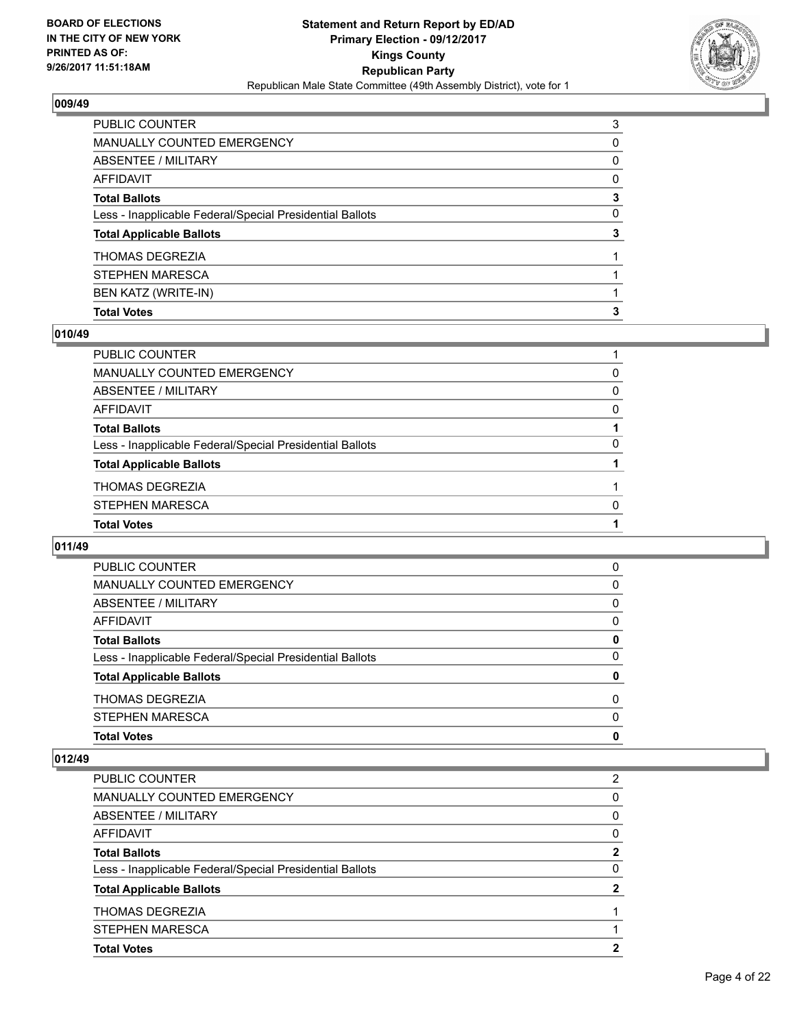## 009/49

| | |
|---|---|
| PUBLIC COUNTER | 3 |
| MANUALLY COUNTED EMERGENCY | 0 |
| ABSENTEE / MILITARY | 0 |
| AFFIDAVIT | 0 |
| **Total Ballots** | **3** |
| Less - Inapplicable Federal/Special Presidential Ballots | 0 |
| **Total Applicable Ballots** | **3** |
| THOMAS DEGREZIA | 1 |
| STEPHEN MARESCA | 1 |
| BEN KATZ (WRITE-IN) | 1 |
| **Total Votes** | **3** |

## 010/49

| | |
|---|---|
| PUBLIC COUNTER | 1 |
| MANUALLY COUNTED EMERGENCY | 0 |
| ABSENTEE / MILITARY | 0 |
| AFFIDAVIT | 0 |
| **Total Ballots** | **1** |
| Less - Inapplicable Federal/Special Presidential Ballots | 0 |
| **Total Applicable Ballots** | **1** |
| THOMAS DEGREZIA | 1 |
| STEPHEN MARESCA | 0 |
| **Total Votes** | **1** |

## 011/49

| | |
|---|---|
| PUBLIC COUNTER | 0 |
| MANUALLY COUNTED EMERGENCY | 0 |
| ABSENTEE / MILITARY | 0 |
| AFFIDAVIT | 0 |
| **Total Ballots** | **0** |
| Less - Inapplicable Federal/Special Presidential Ballots | 0 |
| **Total Applicable Ballots** | **0** |
| THOMAS DEGREZIA | 0 |
| STEPHEN MARESCA | 0 |
| **Total Votes** | **0** |

## 012/49

| | |
|---|---|
| PUBLIC COUNTER | 2 |
| MANUALLY COUNTED EMERGENCY | 0 |
| ABSENTEE / MILITARY | 0 |
| AFFIDAVIT | 0 |
| **Total Ballots** | **2** |
| Less - Inapplicable Federal/Special Presidential Ballots | 0 |
| **Total Applicable Ballots** | **2** |
| THOMAS DEGREZIA | 1 |
| STEPHEN MARESCA | 1 |
| **Total Votes** | **2** |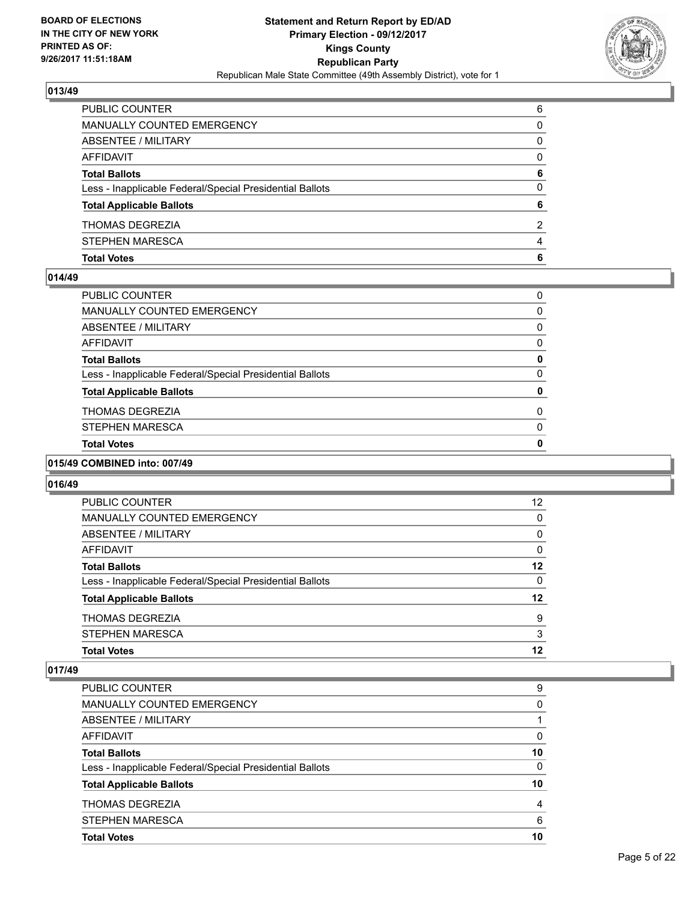## 013/49

| | |
|---|---|
| PUBLIC COUNTER | 6 |
| MANUALLY COUNTED EMERGENCY | 0 |
| ABSENTEE / MILITARY | 0 |
| AFFIDAVIT | 0 |
| **Total Ballots** | **6** |
| Less - Inapplicable Federal/Special Presidential Ballots | 0 |
| **Total Applicable Ballots** | **6** |
| THOMAS DEGREZIA | 2 |
| STEPHEN MARESCA | 4 |
| **Total Votes** | **6** |

## 014/49

| | |
|---|---|
| PUBLIC COUNTER | 0 |
| MANUALLY COUNTED EMERGENCY | 0 |
| ABSENTEE / MILITARY | 0 |
| AFFIDAVIT | 0 |
| **Total Ballots** | **0** |
| Less - Inapplicable Federal/Special Presidential Ballots | 0 |
| **Total Applicable Ballots** | **0** |
| THOMAS DEGREZIA | 0 |
| STEPHEN MARESCA | 0 |
| **Total Votes** | **0** |

## 015/49 COMBINED into: 007/49

## 016/49

| | |
|---|---|
| PUBLIC COUNTER | 12 |
| MANUALLY COUNTED EMERGENCY | 0 |
| ABSENTEE / MILITARY | 0 |
| AFFIDAVIT | 0 |
| **Total Ballots** | **12** |
| Less - Inapplicable Federal/Special Presidential Ballots | 0 |
| **Total Applicable Ballots** | **12** |
| THOMAS DEGREZIA | 9 |
| STEPHEN MARESCA | 3 |
| **Total Votes** | **12** |

## 017/49

| | |
|---|---|
| PUBLIC COUNTER | 9 |
| MANUALLY COUNTED EMERGENCY | 0 |
| ABSENTEE / MILITARY | 1 |
| AFFIDAVIT | 0 |
| **Total Ballots** | **10** |
| Less - Inapplicable Federal/Special Presidential Ballots | 0 |
| **Total Applicable Ballots** | **10** |
| THOMAS DEGREZIA | 4 |
| STEPHEN MARESCA | 6 |
| **Total Votes** | **10** |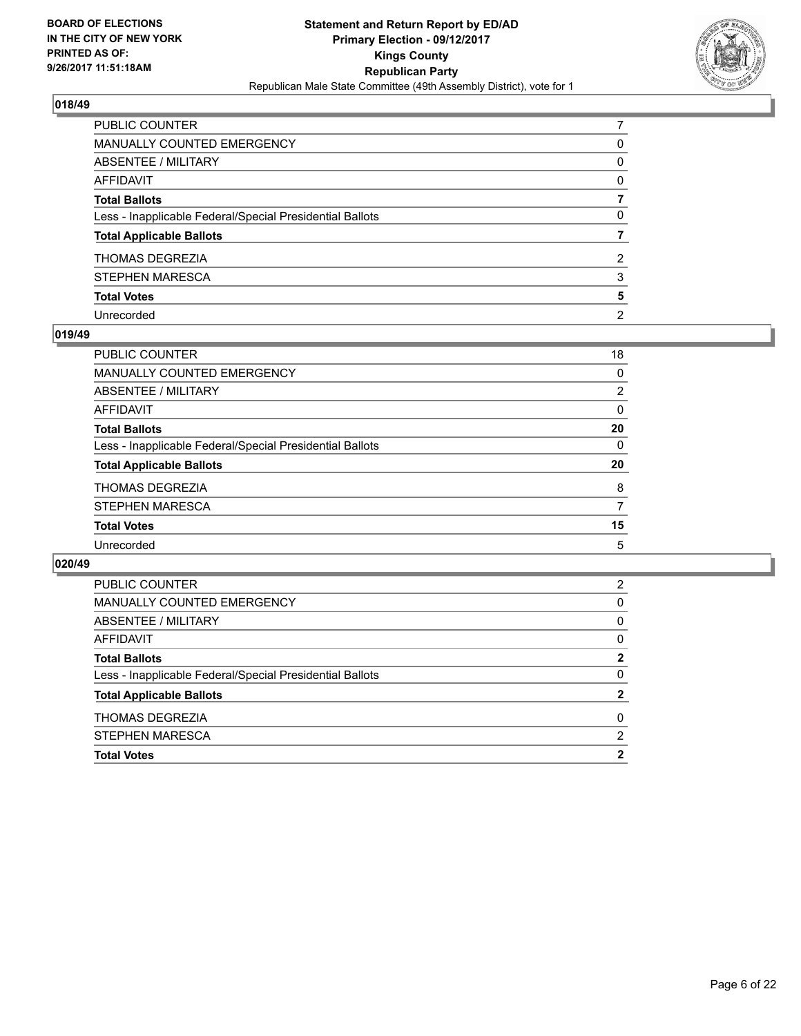**BOARD OF ELECTIONS IN THE CITY OF NEW YORK PRINTED AS OF: 9/26/2017 11:51:18AM**

**Statement and Return Report by ED/AD**
**Primary Election - 09/12/2017**
**Kings County**
**Republican Party**
Republican Male State Committee (49th Assembly District), vote for 1

## 018/49

| | |
|---|---|
| PUBLIC COUNTER | 7 |
| MANUALLY COUNTED EMERGENCY | 0 |
| ABSENTEE / MILITARY | 0 |
| AFFIDAVIT | 0 |
| **Total Ballots** | **7** |
| Less - Inapplicable Federal/Special Presidential Ballots | 0 |
| **Total Applicable Ballots** | **7** |
| THOMAS DEGREZIA | 2 |
| STEPHEN MARESCA | 3 |
| **Total Votes** | **5** |
| Unrecorded | 2 |

## 019/49

| | |
|---|---|
| PUBLIC COUNTER | 18 |
| MANUALLY COUNTED EMERGENCY | 0 |
| ABSENTEE / MILITARY | 2 |
| AFFIDAVIT | 0 |
| **Total Ballots** | **20** |
| Less - Inapplicable Federal/Special Presidential Ballots | 0 |
| **Total Applicable Ballots** | **20** |
| THOMAS DEGREZIA | 8 |
| STEPHEN MARESCA | 7 |
| **Total Votes** | **15** |
| Unrecorded | 5 |

## 020/49

| | |
|---|---|
| PUBLIC COUNTER | 2 |
| MANUALLY COUNTED EMERGENCY | 0 |
| ABSENTEE / MILITARY | 0 |
| AFFIDAVIT | 0 |
| **Total Ballots** | **2** |
| Less - Inapplicable Federal/Special Presidential Ballots | 0 |
| **Total Applicable Ballots** | **2** |
| THOMAS DEGREZIA | 0 |
| STEPHEN MARESCA | 2 |
| **Total Votes** | **2** |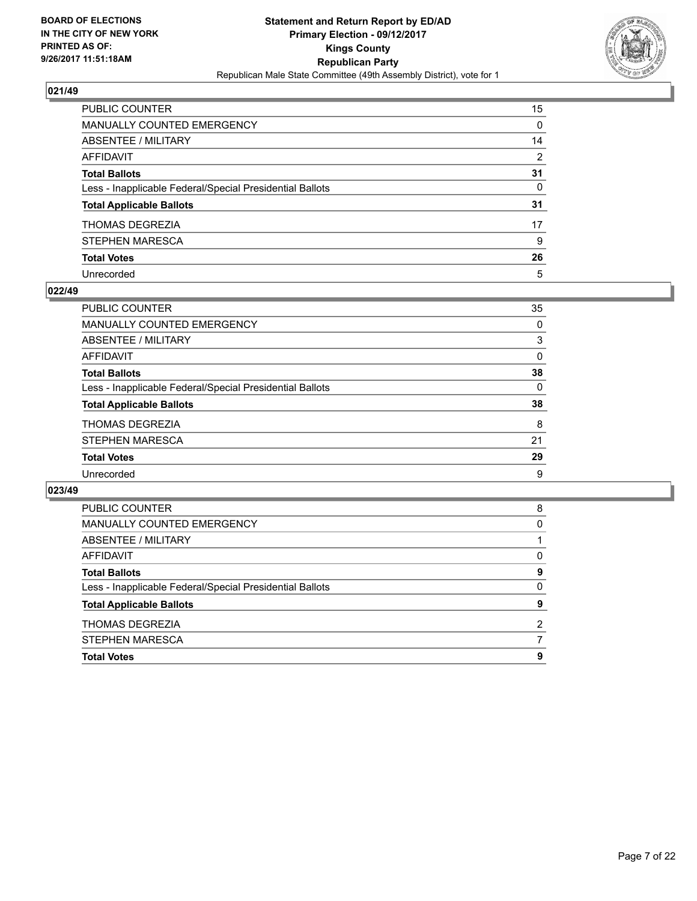**Statement and Return Report by ED/AD**
**Primary Election - 09/12/2017**
**Kings County**
**Republican Party**
Republican Male State Committee (49th Assembly District), vote for 1

BOARD OF ELECTIONS
IN THE CITY OF NEW YORK
PRINTED AS OF:
9/26/2017 11:51:18AM

## 021/49

| | |
|---|---|
| PUBLIC COUNTER | 15 |
| MANUALLY COUNTED EMERGENCY | 0 |
| ABSENTEE / MILITARY | 14 |
| AFFIDAVIT | 2 |
| **Total Ballots** | **31** |
| Less - Inapplicable Federal/Special Presidential Ballots | 0 |
| **Total Applicable Ballots** | **31** |
| THOMAS DEGREZIA | 17 |
| STEPHEN MARESCA | 9 |
| **Total Votes** | **26** |
| Unrecorded | 5 |

## 022/49

| | |
|---|---|
| PUBLIC COUNTER | 35 |
| MANUALLY COUNTED EMERGENCY | 0 |
| ABSENTEE / MILITARY | 3 |
| AFFIDAVIT | 0 |
| **Total Ballots** | **38** |
| Less - Inapplicable Federal/Special Presidential Ballots | 0 |
| **Total Applicable Ballots** | **38** |
| THOMAS DEGREZIA | 8 |
| STEPHEN MARESCA | 21 |
| **Total Votes** | **29** |
| Unrecorded | 9 |

## 023/49

| | |
|---|---|
| PUBLIC COUNTER | 8 |
| MANUALLY COUNTED EMERGENCY | 0 |
| ABSENTEE / MILITARY | 1 |
| AFFIDAVIT | 0 |
| **Total Ballots** | **9** |
| Less - Inapplicable Federal/Special Presidential Ballots | 0 |
| **Total Applicable Ballots** | **9** |
| THOMAS DEGREZIA | 2 |
| STEPHEN MARESCA | 7 |
| **Total Votes** | **9** |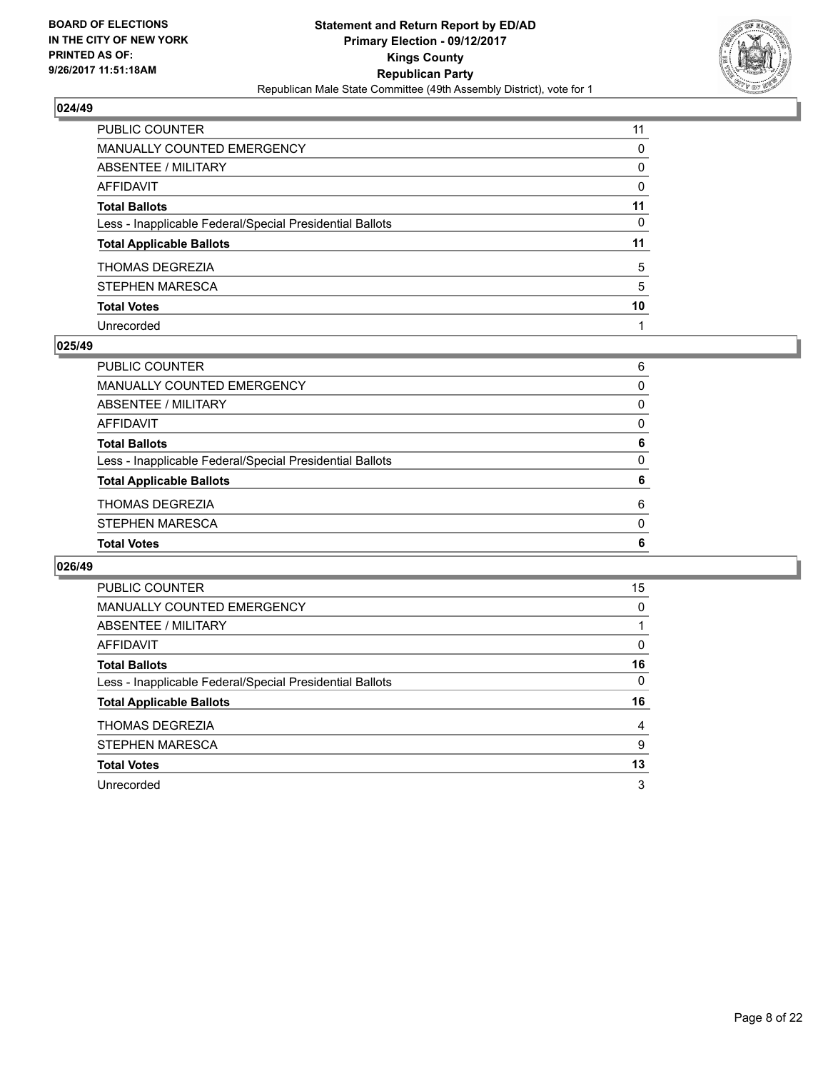## 024/49

| | |
|---|---|
| PUBLIC COUNTER | 11 |
| MANUALLY COUNTED EMERGENCY | 0 |
| ABSENTEE / MILITARY | 0 |
| AFFIDAVIT | 0 |
| **Total Ballots** | **11** |
| Less - Inapplicable Federal/Special Presidential Ballots | 0 |
| **Total Applicable Ballots** | **11** |
| THOMAS DEGREZIA | 5 |
| STEPHEN MARESCA | 5 |
| **Total Votes** | **10** |
| Unrecorded | 1 |

## 025/49

| | |
|---|---|
| PUBLIC COUNTER | 6 |
| MANUALLY COUNTED EMERGENCY | 0 |
| ABSENTEE / MILITARY | 0 |
| AFFIDAVIT | 0 |
| **Total Ballots** | **6** |
| Less - Inapplicable Federal/Special Presidential Ballots | 0 |
| **Total Applicable Ballots** | **6** |
| THOMAS DEGREZIA | 6 |
| STEPHEN MARESCA | 0 |
| **Total Votes** | **6** |

## 026/49

| | |
|---|---|
| PUBLIC COUNTER | 15 |
| MANUALLY COUNTED EMERGENCY | 0 |
| ABSENTEE / MILITARY | 1 |
| AFFIDAVIT | 0 |
| **Total Ballots** | **16** |
| Less - Inapplicable Federal/Special Presidential Ballots | 0 |
| **Total Applicable Ballots** | **16** |
| THOMAS DEGREZIA | 4 |
| STEPHEN MARESCA | 9 |
| **Total Votes** | **13** |
| Unrecorded | 3 |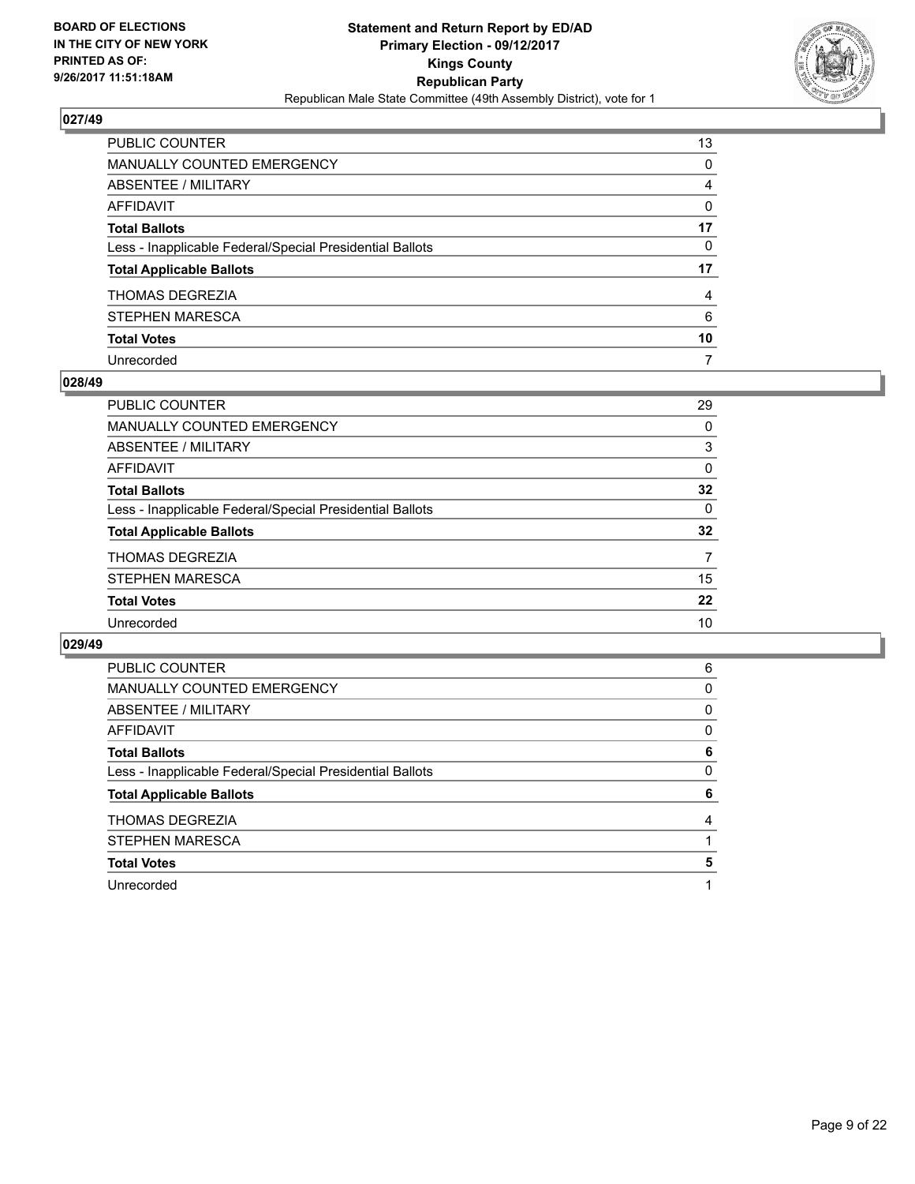BOARD OF ELECTIONS
IN THE CITY OF NEW YORK
PRINTED AS OF:
9/26/2017 11:51:18AM

**Statement and Return Report by ED/AD**
**Primary Election - 09/12/2017**
**Kings County**
**Republican Party**
Republican Male State Committee (49th Assembly District), vote for 1

### 027/49

| | |
|---|---|
| PUBLIC COUNTER | 13 |
| MANUALLY COUNTED EMERGENCY | 0 |
| ABSENTEE / MILITARY | 4 |
| AFFIDAVIT | 0 |
| **Total Ballots** | **17** |
| Less - Inapplicable Federal/Special Presidential Ballots | 0 |
| **Total Applicable Ballots** | **17** |
| THOMAS DEGREZIA | 4 |
| STEPHEN MARESCA | 6 |
| **Total Votes** | **10** |
| Unrecorded | 7 |

### 028/49

| | |
|---|---|
| PUBLIC COUNTER | 29 |
| MANUALLY COUNTED EMERGENCY | 0 |
| ABSENTEE / MILITARY | 3 |
| AFFIDAVIT | 0 |
| **Total Ballots** | **32** |
| Less - Inapplicable Federal/Special Presidential Ballots | 0 |
| **Total Applicable Ballots** | **32** |
| THOMAS DEGREZIA | 7 |
| STEPHEN MARESCA | 15 |
| **Total Votes** | **22** |
| Unrecorded | 10 |

### 029/49

| | |
|---|---|
| PUBLIC COUNTER | 6 |
| MANUALLY COUNTED EMERGENCY | 0 |
| ABSENTEE / MILITARY | 0 |
| AFFIDAVIT | 0 |
| **Total Ballots** | **6** |
| Less - Inapplicable Federal/Special Presidential Ballots | 0 |
| **Total Applicable Ballots** | **6** |
| THOMAS DEGREZIA | 4 |
| STEPHEN MARESCA | 1 |
| **Total Votes** | **5** |
| Unrecorded | 1 |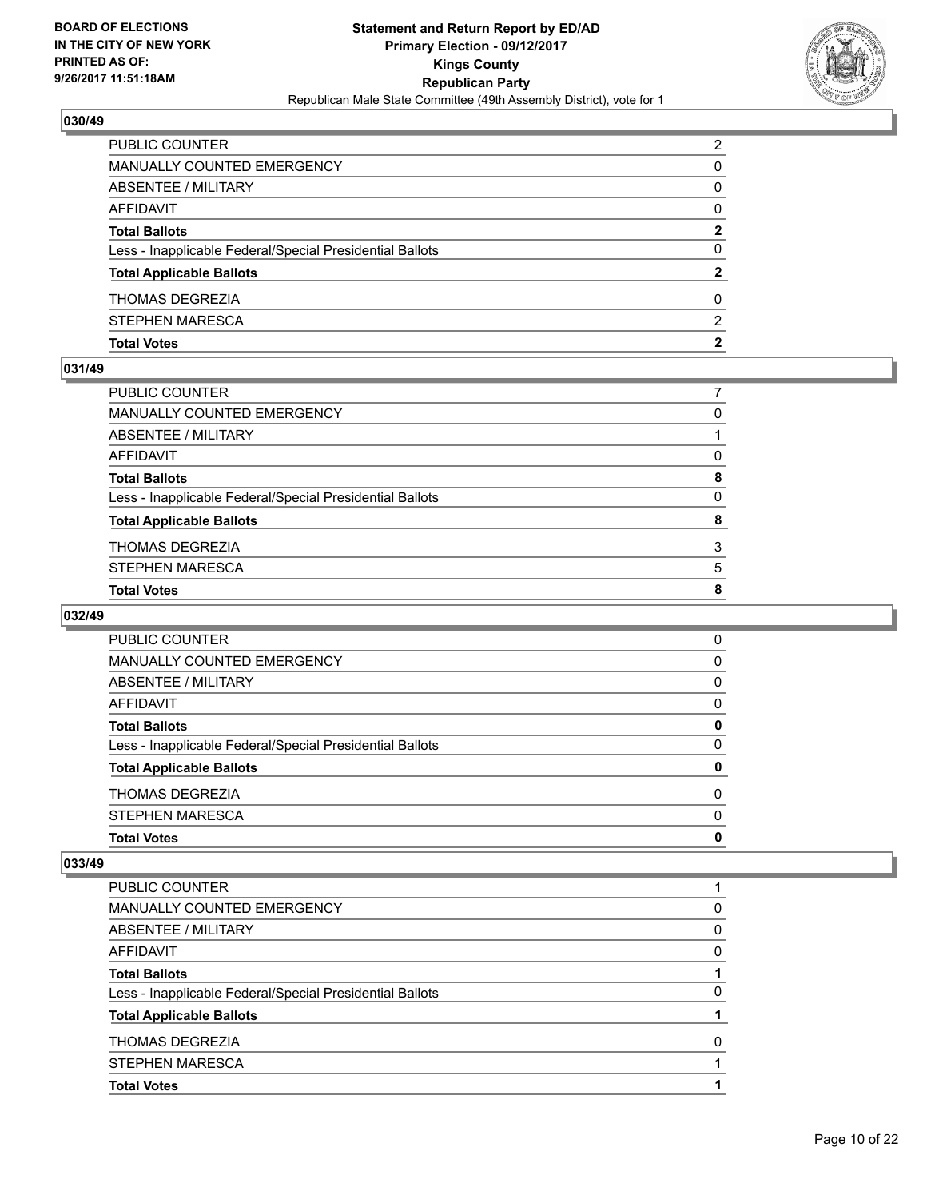## 030/49

| | |
|---|---|
| PUBLIC COUNTER | 2 |
| MANUALLY COUNTED EMERGENCY | 0 |
| ABSENTEE / MILITARY | 0 |
| AFFIDAVIT | 0 |
| **Total Ballots** | **2** |
| Less - Inapplicable Federal/Special Presidential Ballots | 0 |
| **Total Applicable Ballots** | **2** |
| THOMAS DEGREZIA | 0 |
| STEPHEN MARESCA | 2 |
| **Total Votes** | **2** |

## 031/49

| | |
|---|---|
| PUBLIC COUNTER | 7 |
| MANUALLY COUNTED EMERGENCY | 0 |
| ABSENTEE / MILITARY | 1 |
| AFFIDAVIT | 0 |
| **Total Ballots** | **8** |
| Less - Inapplicable Federal/Special Presidential Ballots | 0 |
| **Total Applicable Ballots** | **8** |
| THOMAS DEGREZIA | 3 |
| STEPHEN MARESCA | 5 |
| **Total Votes** | **8** |

## 032/49

| | |
|---|---|
| PUBLIC COUNTER | 0 |
| MANUALLY COUNTED EMERGENCY | 0 |
| ABSENTEE / MILITARY | 0 |
| AFFIDAVIT | 0 |
| **Total Ballots** | **0** |
| Less - Inapplicable Federal/Special Presidential Ballots | 0 |
| **Total Applicable Ballots** | **0** |
| THOMAS DEGREZIA | 0 |
| STEPHEN MARESCA | 0 |
| **Total Votes** | **0** |

## 033/49

| | |
|---|---|
| PUBLIC COUNTER | 1 |
| MANUALLY COUNTED EMERGENCY | 0 |
| ABSENTEE / MILITARY | 0 |
| AFFIDAVIT | 0 |
| **Total Ballots** | **1** |
| Less - Inapplicable Federal/Special Presidential Ballots | 0 |
| **Total Applicable Ballots** | **1** |
| THOMAS DEGREZIA | 0 |
| STEPHEN MARESCA | 1 |
| **Total Votes** | **1** |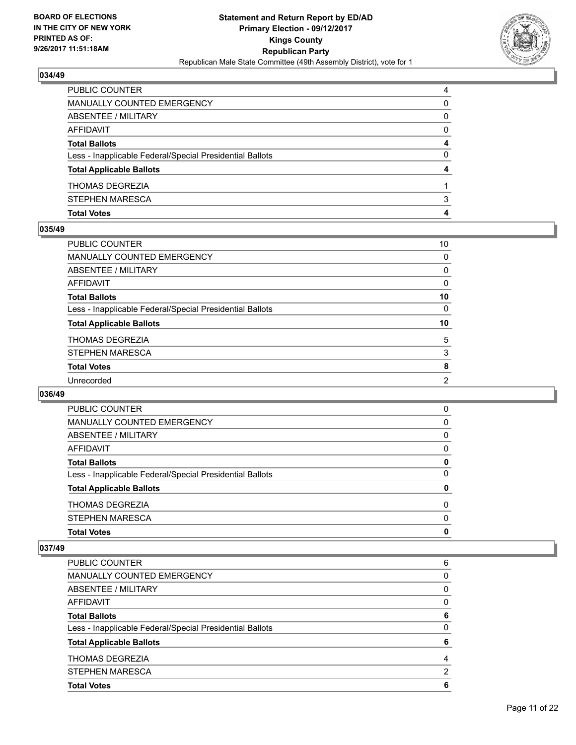**BOARD OF ELECTIONS IN THE CITY OF NEW YORK PRINTED AS OF: 9/26/2017 11:51:18AM**

**Statement and Return Report by ED/AD**
**Primary Election - 09/12/2017**
**Kings County**
**Republican Party**
Republican Male State Committee (49th Assembly District), vote for 1

### 034/49

| | |
|---|---|
| PUBLIC COUNTER | 4 |
| MANUALLY COUNTED EMERGENCY | 0 |
| ABSENTEE / MILITARY | 0 |
| AFFIDAVIT | 0 |
| **Total Ballots** | **4** |
| Less - Inapplicable Federal/Special Presidential Ballots | 0 |
| **Total Applicable Ballots** | **4** |
| THOMAS DEGREZIA | 1 |
| STEPHEN MARESCA | 3 |
| **Total Votes** | **4** |

### 035/49

| | |
|---|---|
| PUBLIC COUNTER | 10 |
| MANUALLY COUNTED EMERGENCY | 0 |
| ABSENTEE / MILITARY | 0 |
| AFFIDAVIT | 0 |
| **Total Ballots** | **10** |
| Less - Inapplicable Federal/Special Presidential Ballots | 0 |
| **Total Applicable Ballots** | **10** |
| THOMAS DEGREZIA | 5 |
| STEPHEN MARESCA | 3 |
| **Total Votes** | **8** |
| Unrecorded | 2 |

### 036/49

| | |
|---|---|
| PUBLIC COUNTER | 0 |
| MANUALLY COUNTED EMERGENCY | 0 |
| ABSENTEE / MILITARY | 0 |
| AFFIDAVIT | 0 |
| **Total Ballots** | **0** |
| Less - Inapplicable Federal/Special Presidential Ballots | 0 |
| **Total Applicable Ballots** | **0** |
| THOMAS DEGREZIA | 0 |
| STEPHEN MARESCA | 0 |
| **Total Votes** | **0** |

### 037/49

| | |
|---|---|
| PUBLIC COUNTER | 6 |
| MANUALLY COUNTED EMERGENCY | 0 |
| ABSENTEE / MILITARY | 0 |
| AFFIDAVIT | 0 |
| **Total Ballots** | **6** |
| Less - Inapplicable Federal/Special Presidential Ballots | 0 |
| **Total Applicable Ballots** | **6** |
| THOMAS DEGREZIA | 4 |
| STEPHEN MARESCA | 2 |
| **Total Votes** | **6** |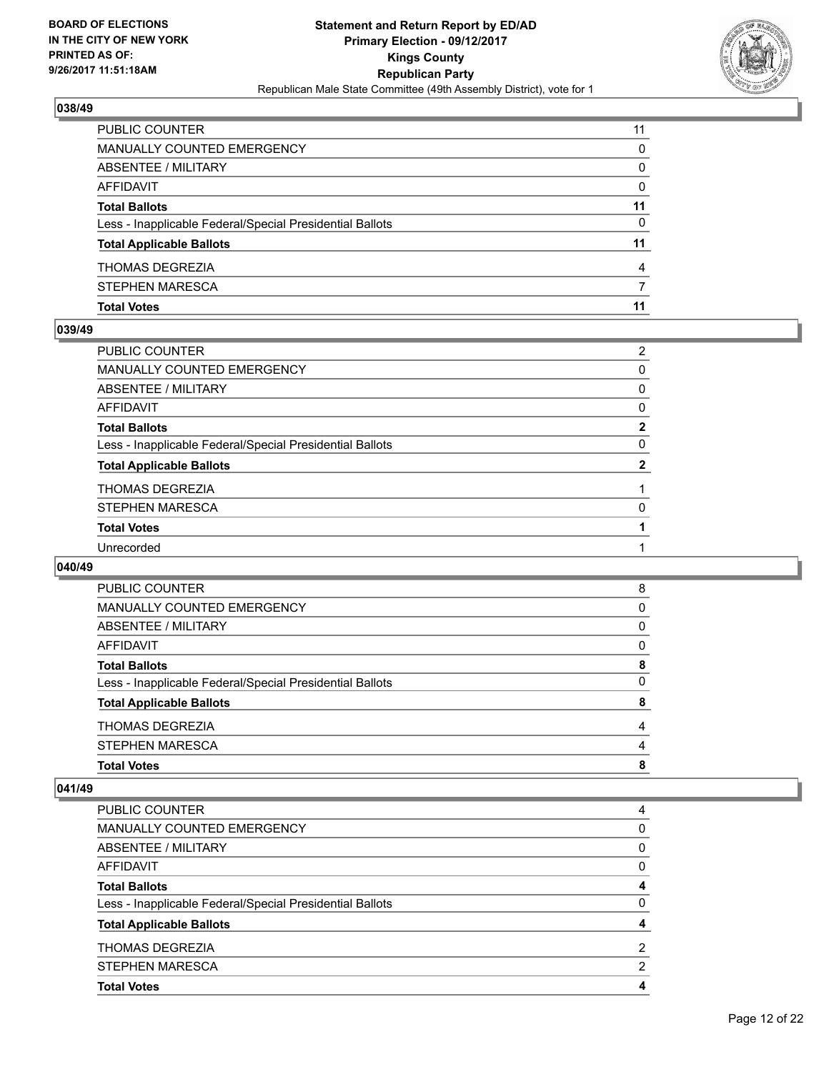**BOARD OF ELECTIONS IN THE CITY OF NEW YORK PRINTED AS OF: 9/26/2017 11:51:18AM**

**Statement and Return Report by ED/AD Primary Election - 09/12/2017 Kings County Republican Party**

Republican Male State Committee (49th Assembly District), vote for 1

### 038/49

| | |
|---|---|
| PUBLIC COUNTER | 11 |
| MANUALLY COUNTED EMERGENCY | 0 |
| ABSENTEE / MILITARY | 0 |
| AFFIDAVIT | 0 |
| **Total Ballots** | **11** |
| Less - Inapplicable Federal/Special Presidential Ballots | 0 |
| **Total Applicable Ballots** | **11** |
| THOMAS DEGREZIA | 4 |
| STEPHEN MARESCA | 7 |
| **Total Votes** | **11** |

### 039/49

| | |
|---|---|
| PUBLIC COUNTER | 2 |
| MANUALLY COUNTED EMERGENCY | 0 |
| ABSENTEE / MILITARY | 0 |
| AFFIDAVIT | 0 |
| **Total Ballots** | **2** |
| Less - Inapplicable Federal/Special Presidential Ballots | 0 |
| **Total Applicable Ballots** | **2** |
| THOMAS DEGREZIA | 1 |
| STEPHEN MARESCA | 0 |
| **Total Votes** | **1** |
| Unrecorded | 1 |

### 040/49

| | |
|---|---|
| PUBLIC COUNTER | 8 |
| MANUALLY COUNTED EMERGENCY | 0 |
| ABSENTEE / MILITARY | 0 |
| AFFIDAVIT | 0 |
| **Total Ballots** | **8** |
| Less - Inapplicable Federal/Special Presidential Ballots | 0 |
| **Total Applicable Ballots** | **8** |
| THOMAS DEGREZIA | 4 |
| STEPHEN MARESCA | 4 |
| **Total Votes** | **8** |

### 041/49

| | |
|---|---|
| PUBLIC COUNTER | 4 |
| MANUALLY COUNTED EMERGENCY | 0 |
| ABSENTEE / MILITARY | 0 |
| AFFIDAVIT | 0 |
| **Total Ballots** | **4** |
| Less - Inapplicable Federal/Special Presidential Ballots | 0 |
| **Total Applicable Ballots** | **4** |
| THOMAS DEGREZIA | 2 |
| STEPHEN MARESCA | 2 |
| **Total Votes** | **4** |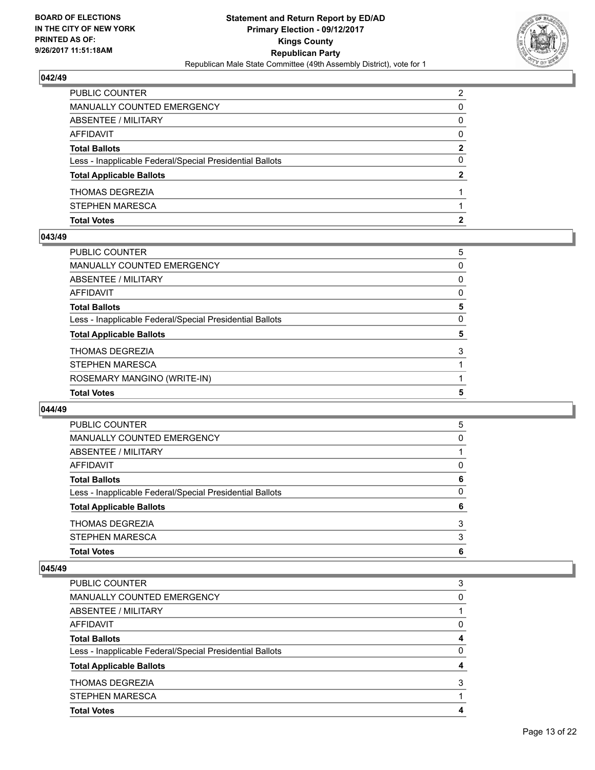## 042/49

| | |
|---|---|
| PUBLIC COUNTER | 2 |
| MANUALLY COUNTED EMERGENCY | 0 |
| ABSENTEE / MILITARY | 0 |
| AFFIDAVIT | 0 |
| **Total Ballots** | **2** |
| Less - Inapplicable Federal/Special Presidential Ballots | 0 |
| **Total Applicable Ballots** | **2** |
| THOMAS DEGREZIA | 1 |
| STEPHEN MARESCA | 1 |
| **Total Votes** | **2** |

## 043/49

| | |
|---|---|
| PUBLIC COUNTER | 5 |
| MANUALLY COUNTED EMERGENCY | 0 |
| ABSENTEE / MILITARY | 0 |
| AFFIDAVIT | 0 |
| **Total Ballots** | **5** |
| Less - Inapplicable Federal/Special Presidential Ballots | 0 |
| **Total Applicable Ballots** | **5** |
| THOMAS DEGREZIA | 3 |
| STEPHEN MARESCA | 1 |
| ROSEMARY MANGINO (WRITE-IN) | 1 |
| **Total Votes** | **5** |

## 044/49

| | |
|---|---|
| PUBLIC COUNTER | 5 |
| MANUALLY COUNTED EMERGENCY | 0 |
| ABSENTEE / MILITARY | 1 |
| AFFIDAVIT | 0 |
| **Total Ballots** | **6** |
| Less - Inapplicable Federal/Special Presidential Ballots | 0 |
| **Total Applicable Ballots** | **6** |
| THOMAS DEGREZIA | 3 |
| STEPHEN MARESCA | 3 |
| **Total Votes** | **6** |

## 045/49

| | |
|---|---|
| PUBLIC COUNTER | 3 |
| MANUALLY COUNTED EMERGENCY | 0 |
| ABSENTEE / MILITARY | 1 |
| AFFIDAVIT | 0 |
| **Total Ballots** | **4** |
| Less - Inapplicable Federal/Special Presidential Ballots | 0 |
| **Total Applicable Ballots** | **4** |
| THOMAS DEGREZIA | 3 |
| STEPHEN MARESCA | 1 |
| **Total Votes** | **4** |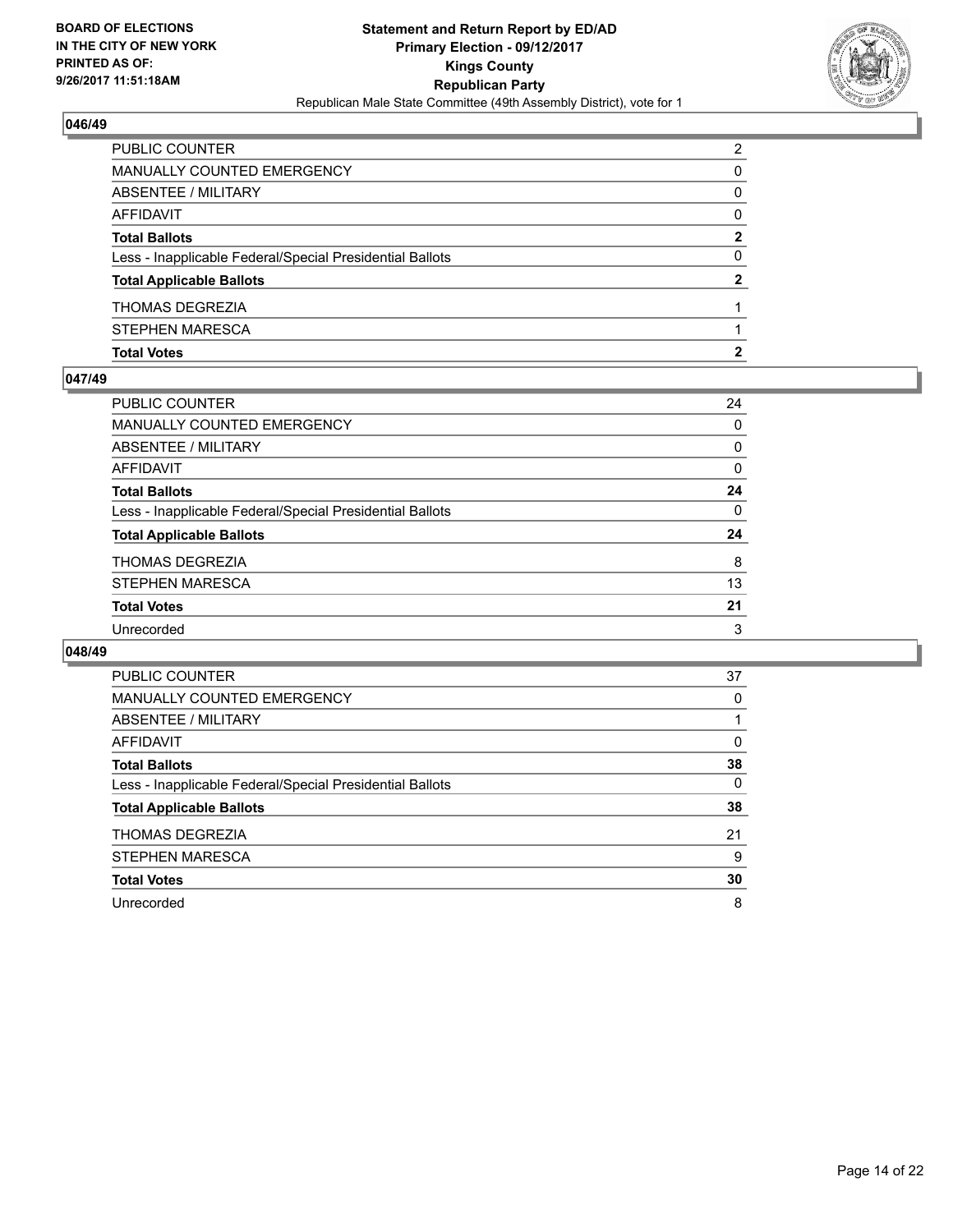**BOARD OF ELECTIONS IN THE CITY OF NEW YORK PRINTED AS OF: 9/26/2017 11:51:18AM**

**Statement and Return Report by ED/AD**
**Primary Election - 09/12/2017**
**Kings County**
**Republican Party**
Republican Male State Committee (49th Assembly District), vote for 1

### 046/49

| | |
|---|---|
| PUBLIC COUNTER | 2 |
| MANUALLY COUNTED EMERGENCY | 0 |
| ABSENTEE / MILITARY | 0 |
| AFFIDAVIT | 0 |
| **Total Ballots** | **2** |
| Less - Inapplicable Federal/Special Presidential Ballots | 0 |
| **Total Applicable Ballots** | **2** |
| THOMAS DEGREZIA | 1 |
| STEPHEN MARESCA | 1 |
| **Total Votes** | **2** |

### 047/49

| | |
|---|---|
| PUBLIC COUNTER | 24 |
| MANUALLY COUNTED EMERGENCY | 0 |
| ABSENTEE / MILITARY | 0 |
| AFFIDAVIT | 0 |
| **Total Ballots** | **24** |
| Less - Inapplicable Federal/Special Presidential Ballots | 0 |
| **Total Applicable Ballots** | **24** |
| THOMAS DEGREZIA | 8 |
| STEPHEN MARESCA | 13 |
| **Total Votes** | **21** |
| Unrecorded | 3 |

### 048/49

| | |
|---|---|
| PUBLIC COUNTER | 37 |
| MANUALLY COUNTED EMERGENCY | 0 |
| ABSENTEE / MILITARY | 1 |
| AFFIDAVIT | 0 |
| **Total Ballots** | **38** |
| Less - Inapplicable Federal/Special Presidential Ballots | 0 |
| **Total Applicable Ballots** | **38** |
| THOMAS DEGREZIA | 21 |
| STEPHEN MARESCA | 9 |
| **Total Votes** | **30** |
| Unrecorded | 8 |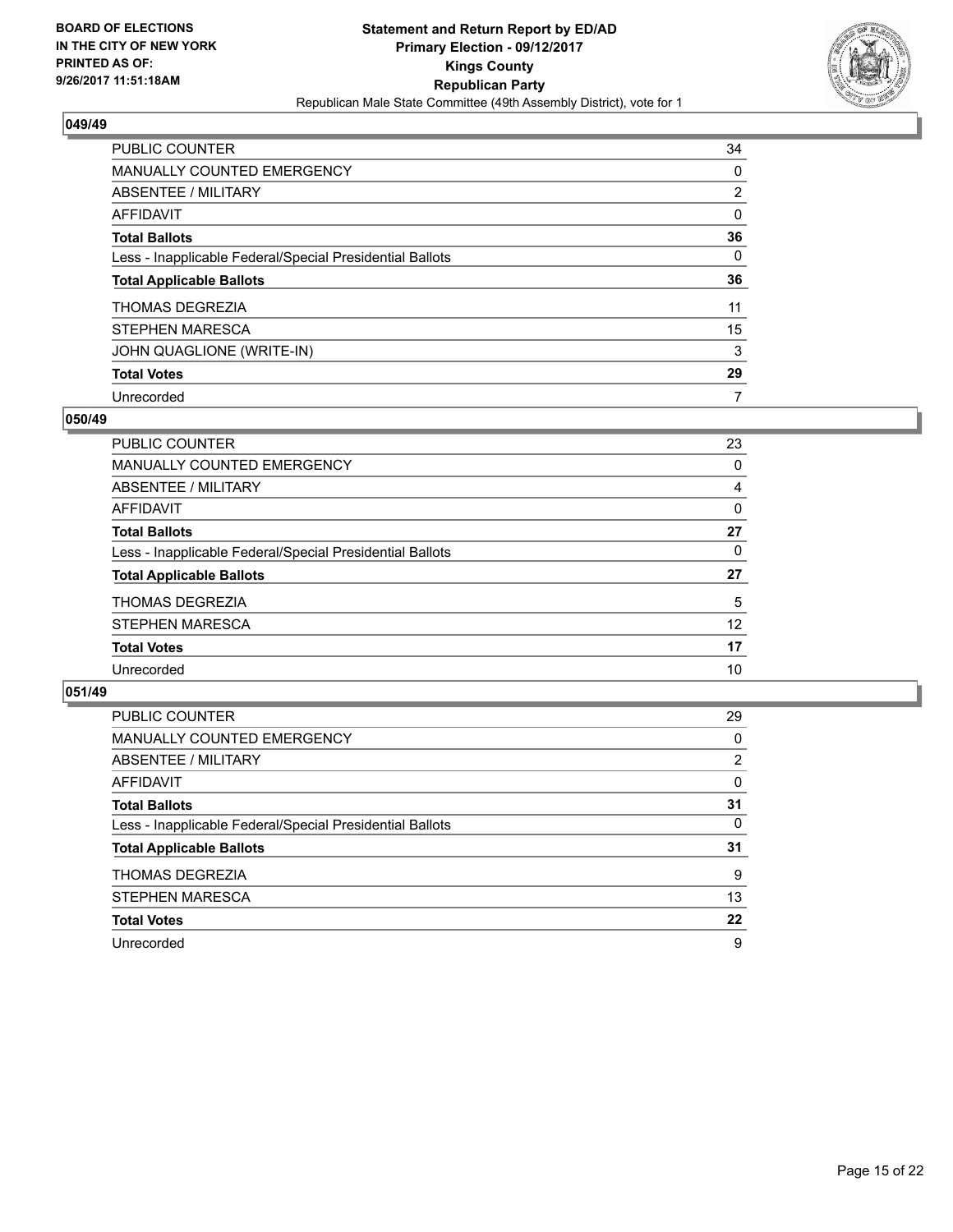**BOARD OF ELECTIONS IN THE CITY OF NEW YORK PRINTED AS OF: 9/26/2017 11:51:18AM**

# Statement and Return Report by ED/AD
## Primary Election - 09/12/2017
## Kings County
## Republican Party
### Republican Male State Committee (49th Assembly District), vote for 1

### 049/49

| | |
|---|---|
| PUBLIC COUNTER | 34 |
| MANUALLY COUNTED EMERGENCY | 0 |
| ABSENTEE / MILITARY | 2 |
| AFFIDAVIT | 0 |
| **Total Ballots** | **36** |
| Less - Inapplicable Federal/Special Presidential Ballots | 0 |
| **Total Applicable Ballots** | **36** |
| THOMAS DEGREZIA | 11 |
| STEPHEN MARESCA | 15 |
| JOHN QUAGLIONE (WRITE-IN) | 3 |
| **Total Votes** | **29** |
| Unrecorded | 7 |

### 050/49

| | |
|---|---|
| PUBLIC COUNTER | 23 |
| MANUALLY COUNTED EMERGENCY | 0 |
| ABSENTEE / MILITARY | 4 |
| AFFIDAVIT | 0 |
| **Total Ballots** | **27** |
| Less - Inapplicable Federal/Special Presidential Ballots | 0 |
| **Total Applicable Ballots** | **27** |
| THOMAS DEGREZIA | 5 |
| STEPHEN MARESCA | 12 |
| **Total Votes** | **17** |
| Unrecorded | 10 |

### 051/49

| | |
|---|---|
| PUBLIC COUNTER | 29 |
| MANUALLY COUNTED EMERGENCY | 0 |
| ABSENTEE / MILITARY | 2 |
| AFFIDAVIT | 0 |
| **Total Ballots** | **31** |
| Less - Inapplicable Federal/Special Presidential Ballots | 0 |
| **Total Applicable Ballots** | **31** |
| THOMAS DEGREZIA | 9 |
| STEPHEN MARESCA | 13 |
| **Total Votes** | **22** |
| Unrecorded | 9 |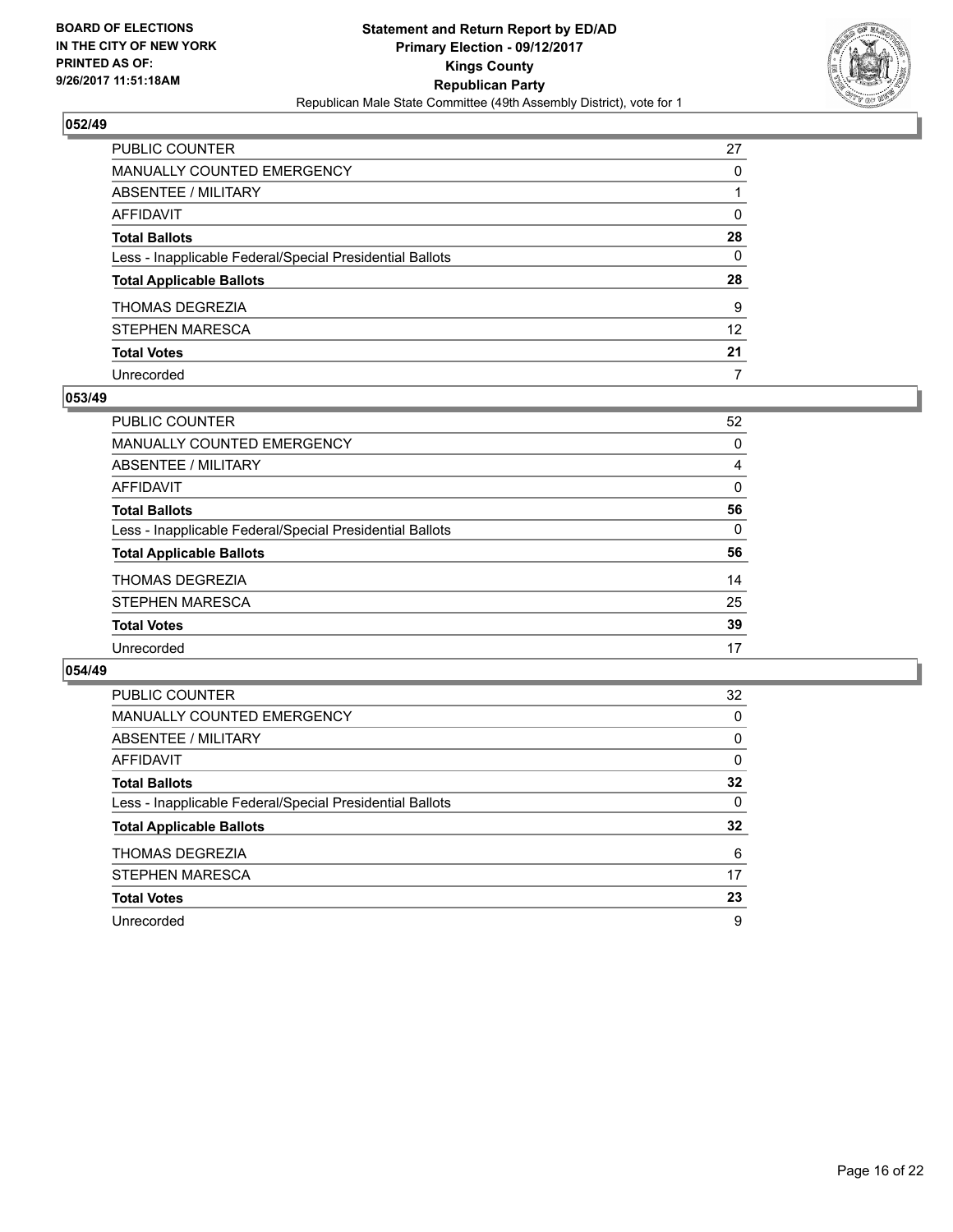**BOARD OF ELECTIONS IN THE CITY OF NEW YORK PRINTED AS OF: 9/26/2017 11:51:18AM**

# Statement and Return Report by ED/AD
## Primary Election - 09/12/2017
## Kings County
## Republican Party
### Republican Male State Committee (49th Assembly District), vote for 1

### 052/49

| | |
|---|---|
| PUBLIC COUNTER | 27 |
| MANUALLY COUNTED EMERGENCY | 0 |
| ABSENTEE / MILITARY | 1 |
| AFFIDAVIT | 0 |
| **Total Ballots** | **28** |
| Less - Inapplicable Federal/Special Presidential Ballots | 0 |
| **Total Applicable Ballots** | **28** |
| THOMAS DEGREZIA | 9 |
| STEPHEN MARESCA | 12 |
| **Total Votes** | **21** |
| Unrecorded | 7 |

### 053/49

| | |
|---|---|
| PUBLIC COUNTER | 52 |
| MANUALLY COUNTED EMERGENCY | 0 |
| ABSENTEE / MILITARY | 4 |
| AFFIDAVIT | 0 |
| **Total Ballots** | **56** |
| Less - Inapplicable Federal/Special Presidential Ballots | 0 |
| **Total Applicable Ballots** | **56** |
| THOMAS DEGREZIA | 14 |
| STEPHEN MARESCA | 25 |
| **Total Votes** | **39** |
| Unrecorded | 17 |

### 054/49

| | |
|---|---|
| PUBLIC COUNTER | 32 |
| MANUALLY COUNTED EMERGENCY | 0 |
| ABSENTEE / MILITARY | 0 |
| AFFIDAVIT | 0 |
| **Total Ballots** | **32** |
| Less - Inapplicable Federal/Special Presidential Ballots | 0 |
| **Total Applicable Ballots** | **32** |
| THOMAS DEGREZIA | 6 |
| STEPHEN MARESCA | 17 |
| **Total Votes** | **23** |
| Unrecorded | 9 |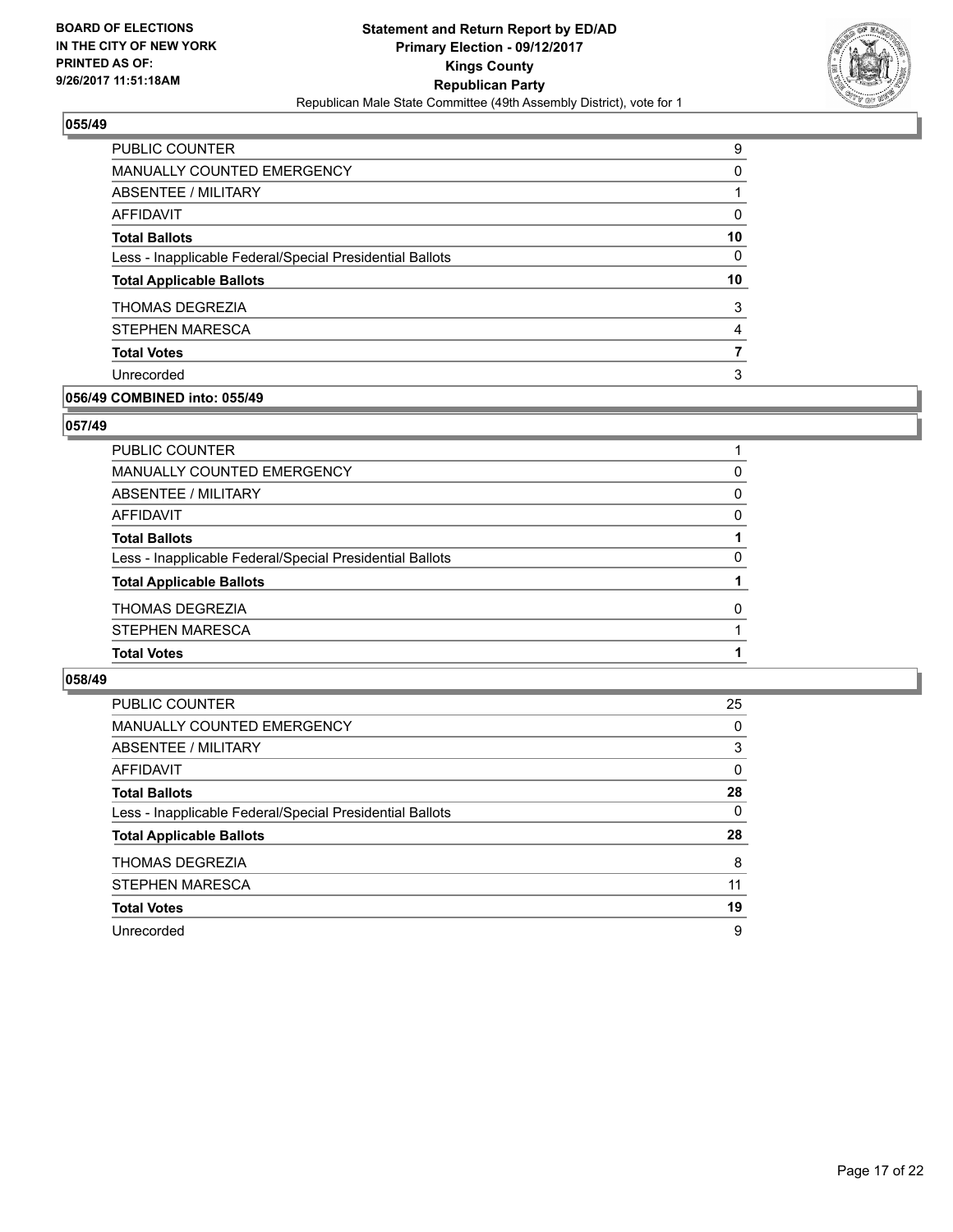BOARD OF ELECTIONS
IN THE CITY OF NEW YORK
PRINTED AS OF:
9/26/2017 11:51:18AM

**Statement and Return Report by ED/AD**
**Primary Election - 09/12/2017**
**Kings County**
**Republican Party**
Republican Male State Committee (49th Assembly District), vote for 1

## 055/49

| | |
|---|---|
| PUBLIC COUNTER | 9 |
| MANUALLY COUNTED EMERGENCY | 0 |
| ABSENTEE / MILITARY | 1 |
| AFFIDAVIT | 0 |
| **Total Ballots** | **10** |
| Less - Inapplicable Federal/Special Presidential Ballots | 0 |
| **Total Applicable Ballots** | **10** |
| THOMAS DEGREZIA | 3 |
| STEPHEN MARESCA | 4 |
| **Total Votes** | **7** |
| Unrecorded | 3 |

## 056/49 COMBINED into: 055/49

## 057/49

| | |
|---|---|
| PUBLIC COUNTER | 1 |
| MANUALLY COUNTED EMERGENCY | 0 |
| ABSENTEE / MILITARY | 0 |
| AFFIDAVIT | 0 |
| **Total Ballots** | **1** |
| Less - Inapplicable Federal/Special Presidential Ballots | 0 |
| **Total Applicable Ballots** | **1** |
| THOMAS DEGREZIA | 0 |
| STEPHEN MARESCA | 1 |
| **Total Votes** | **1** |

## 058/49

| | |
|---|---|
| PUBLIC COUNTER | 25 |
| MANUALLY COUNTED EMERGENCY | 0 |
| ABSENTEE / MILITARY | 3 |
| AFFIDAVIT | 0 |
| **Total Ballots** | **28** |
| Less - Inapplicable Federal/Special Presidential Ballots | 0 |
| **Total Applicable Ballots** | **28** |
| THOMAS DEGREZIA | 8 |
| STEPHEN MARESCA | 11 |
| **Total Votes** | **19** |
| Unrecorded | 9 |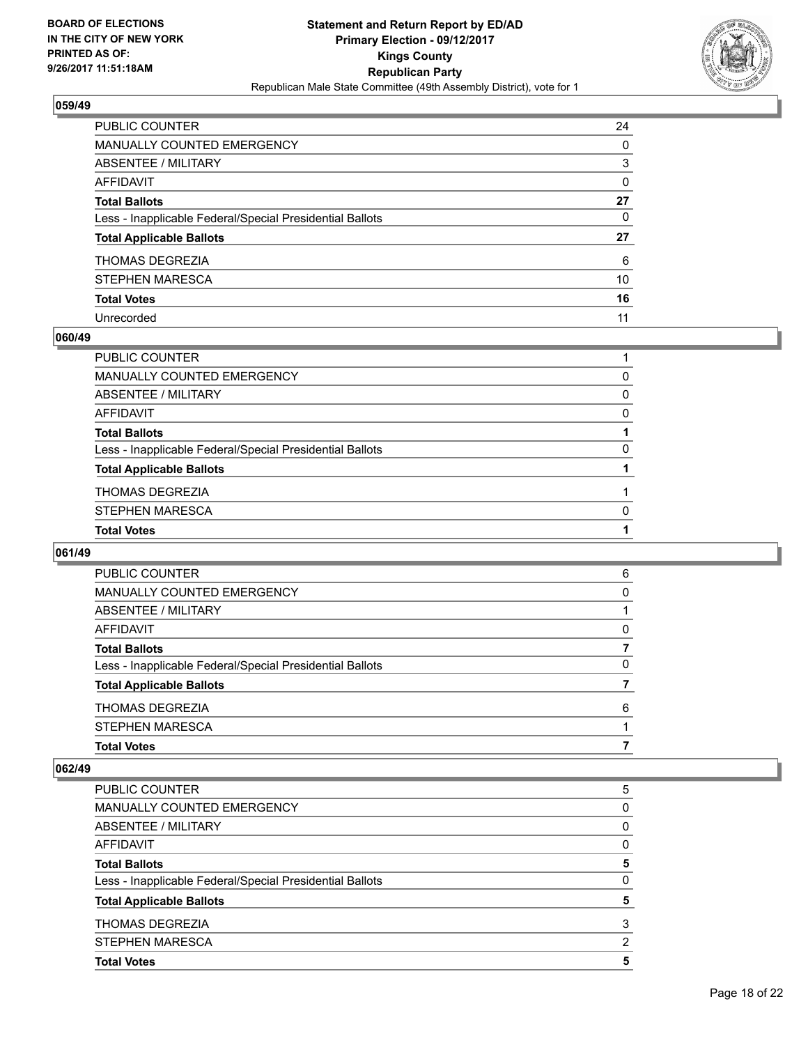**BOARD OF ELECTIONS IN THE CITY OF NEW YORK PRINTED AS OF: 9/26/2017 11:51:18AM**

**Statement and Return Report by ED/AD**
**Primary Election - 09/12/2017**
**Kings County**
**Republican Party**
Republican Male State Committee (49th Assembly District), vote for 1

**059/49**

| | |
|---|---|
| PUBLIC COUNTER | 24 |
| MANUALLY COUNTED EMERGENCY | 0 |
| ABSENTEE / MILITARY | 3 |
| AFFIDAVIT | 0 |
| **Total Ballots** | **27** |
| Less - Inapplicable Federal/Special Presidential Ballots | 0 |
| **Total Applicable Ballots** | **27** |
| THOMAS DEGREZIA | 6 |
| STEPHEN MARESCA | 10 |
| **Total Votes** | **16** |
| Unrecorded | 11 |

**060/49**

| | |
|---|---|
| PUBLIC COUNTER | 1 |
| MANUALLY COUNTED EMERGENCY | 0 |
| ABSENTEE / MILITARY | 0 |
| AFFIDAVIT | 0 |
| **Total Ballots** | **1** |
| Less - Inapplicable Federal/Special Presidential Ballots | 0 |
| **Total Applicable Ballots** | **1** |
| THOMAS DEGREZIA | 1 |
| STEPHEN MARESCA | 0 |
| **Total Votes** | **1** |

**061/49**

| | |
|---|---|
| PUBLIC COUNTER | 6 |
| MANUALLY COUNTED EMERGENCY | 0 |
| ABSENTEE / MILITARY | 1 |
| AFFIDAVIT | 0 |
| **Total Ballots** | **7** |
| Less - Inapplicable Federal/Special Presidential Ballots | 0 |
| **Total Applicable Ballots** | **7** |
| THOMAS DEGREZIA | 6 |
| STEPHEN MARESCA | 1 |
| **Total Votes** | **7** |

**062/49**

| | |
|---|---|
| PUBLIC COUNTER | 5 |
| MANUALLY COUNTED EMERGENCY | 0 |
| ABSENTEE / MILITARY | 0 |
| AFFIDAVIT | 0 |
| **Total Ballots** | **5** |
| Less - Inapplicable Federal/Special Presidential Ballots | 0 |
| **Total Applicable Ballots** | **5** |
| THOMAS DEGREZIA | 3 |
| STEPHEN MARESCA | 2 |
| **Total Votes** | **5** |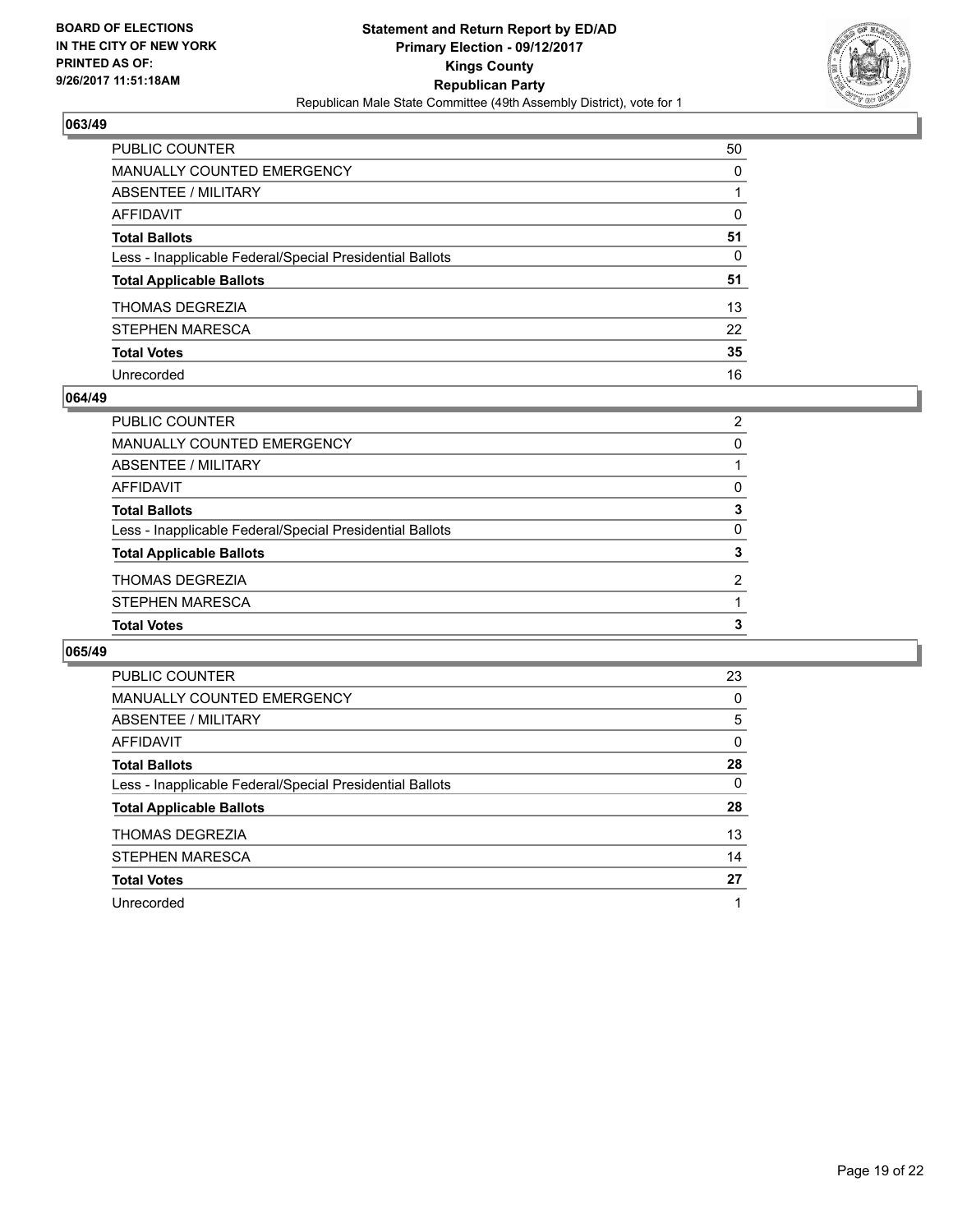BOARD OF ELECTIONS
IN THE CITY OF NEW YORK
PRINTED AS OF:
9/26/2017 11:51:18AM

**Statement and Return Report by ED/AD**
**Primary Election - 09/12/2017**
**Kings County**
**Republican Party**
Republican Male State Committee (49th Assembly District), vote for 1

## 063/49

| | |
|---|---|
| PUBLIC COUNTER | 50 |
| MANUALLY COUNTED EMERGENCY | 0 |
| ABSENTEE / MILITARY | 1 |
| AFFIDAVIT | 0 |
| **Total Ballots** | **51** |
| Less - Inapplicable Federal/Special Presidential Ballots | 0 |
| **Total Applicable Ballots** | **51** |
| THOMAS DEGREZIA | 13 |
| STEPHEN MARESCA | 22 |
| **Total Votes** | **35** |
| Unrecorded | 16 |

## 064/49

| | |
|---|---|
| PUBLIC COUNTER | 2 |
| MANUALLY COUNTED EMERGENCY | 0 |
| ABSENTEE / MILITARY | 1 |
| AFFIDAVIT | 0 |
| **Total Ballots** | **3** |
| Less - Inapplicable Federal/Special Presidential Ballots | 0 |
| **Total Applicable Ballots** | **3** |
| THOMAS DEGREZIA | 2 |
| STEPHEN MARESCA | 1 |
| **Total Votes** | **3** |

## 065/49

| | |
|---|---|
| PUBLIC COUNTER | 23 |
| MANUALLY COUNTED EMERGENCY | 0 |
| ABSENTEE / MILITARY | 5 |
| AFFIDAVIT | 0 |
| **Total Ballots** | **28** |
| Less - Inapplicable Federal/Special Presidential Ballots | 0 |
| **Total Applicable Ballots** | **28** |
| THOMAS DEGREZIA | 13 |
| STEPHEN MARESCA | 14 |
| **Total Votes** | **27** |
| Unrecorded | 1 |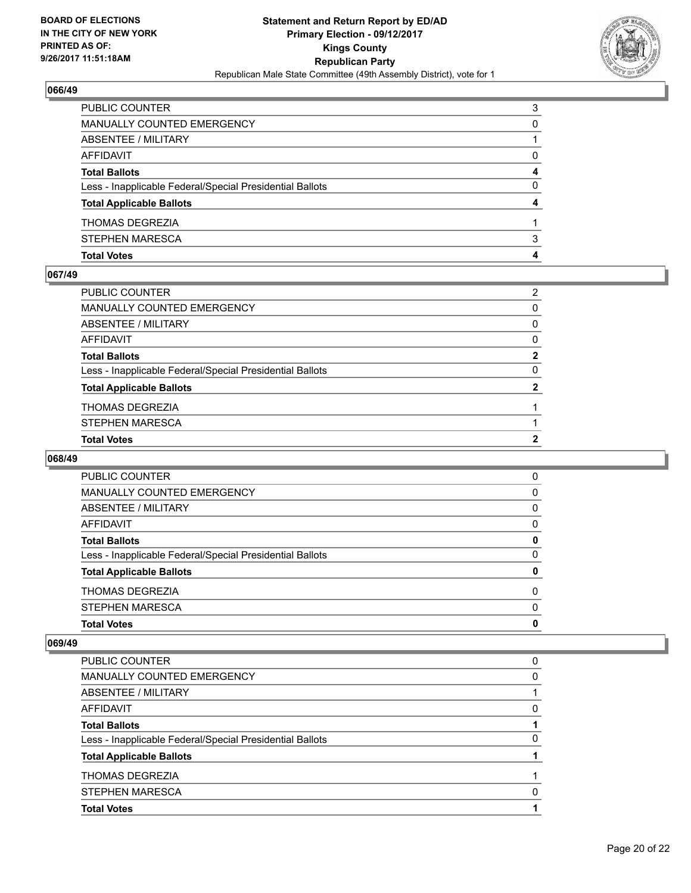## 066/49

| | |
|---|---|
| PUBLIC COUNTER | 3 |
| MANUALLY COUNTED EMERGENCY | 0 |
| ABSENTEE / MILITARY | 1 |
| AFFIDAVIT | 0 |
| **Total Ballots** | **4** |
| Less - Inapplicable Federal/Special Presidential Ballots | 0 |
| **Total Applicable Ballots** | **4** |
| THOMAS DEGREZIA | 1 |
| STEPHEN MARESCA | 3 |
| **Total Votes** | **4** |

## 067/49

| | |
|---|---|
| PUBLIC COUNTER | 2 |
| MANUALLY COUNTED EMERGENCY | 0 |
| ABSENTEE / MILITARY | 0 |
| AFFIDAVIT | 0 |
| **Total Ballots** | **2** |
| Less - Inapplicable Federal/Special Presidential Ballots | 0 |
| **Total Applicable Ballots** | **2** |
| THOMAS DEGREZIA | 1 |
| STEPHEN MARESCA | 1 |
| **Total Votes** | **2** |

## 068/49

| | |
|---|---|
| PUBLIC COUNTER | 0 |
| MANUALLY COUNTED EMERGENCY | 0 |
| ABSENTEE / MILITARY | 0 |
| AFFIDAVIT | 0 |
| **Total Ballots** | **0** |
| Less - Inapplicable Federal/Special Presidential Ballots | 0 |
| **Total Applicable Ballots** | **0** |
| THOMAS DEGREZIA | 0 |
| STEPHEN MARESCA | 0 |
| **Total Votes** | **0** |

## 069/49

| | |
|---|---|
| PUBLIC COUNTER | 0 |
| MANUALLY COUNTED EMERGENCY | 0 |
| ABSENTEE / MILITARY | 1 |
| AFFIDAVIT | 0 |
| **Total Ballots** | **1** |
| Less - Inapplicable Federal/Special Presidential Ballots | 0 |
| **Total Applicable Ballots** | **1** |
| THOMAS DEGREZIA | 1 |
| STEPHEN MARESCA | 0 |
| **Total Votes** | **1** |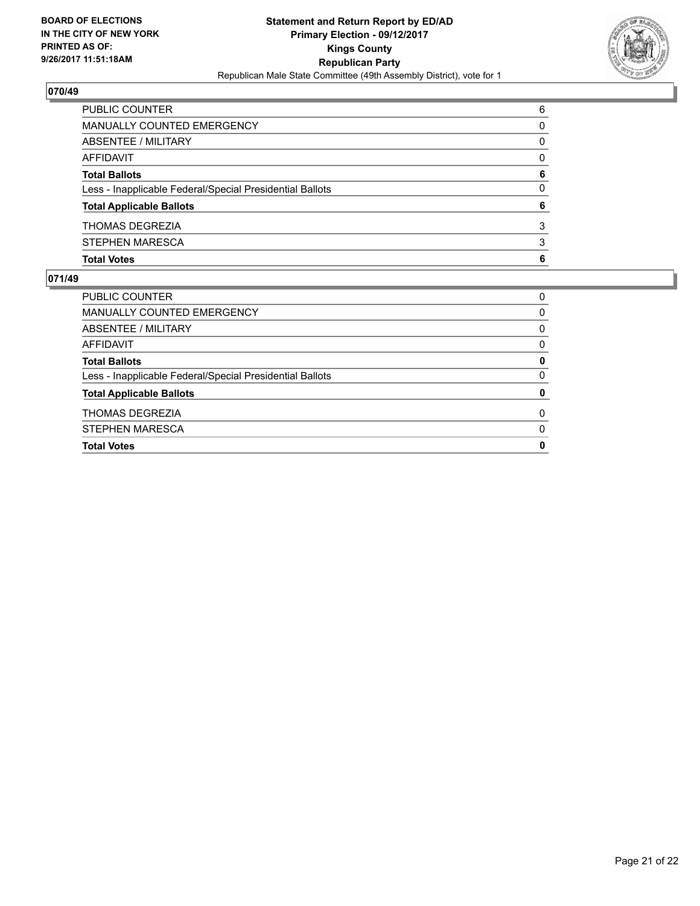**BOARD OF ELECTIONS IN THE CITY OF NEW YORK PRINTED AS OF: 9/26/2017 11:51:18AM**

**Statement and Return Report by ED/AD Primary Election - 09/12/2017 Kings County Republican Party**

Republican Male State Committee (49th Assembly District), vote for 1

## 070/49

| | |
|---|---|
| PUBLIC COUNTER | 6 |
| MANUALLY COUNTED EMERGENCY | 0 |
| ABSENTEE / MILITARY | 0 |
| AFFIDAVIT | 0 |
| **Total Ballots** | **6** |
| Less - Inapplicable Federal/Special Presidential Ballots | 0 |
| **Total Applicable Ballots** | **6** |
| THOMAS DEGREZIA | 3 |
| STEPHEN MARESCA | 3 |
| **Total Votes** | **6** |

## 071/49

| | |
|---|---|
| PUBLIC COUNTER | 0 |
| MANUALLY COUNTED EMERGENCY | 0 |
| ABSENTEE / MILITARY | 0 |
| AFFIDAVIT | 0 |
| **Total Ballots** | **0** |
| Less - Inapplicable Federal/Special Presidential Ballots | 0 |
| **Total Applicable Ballots** | **0** |
| THOMAS DEGREZIA | 0 |
| STEPHEN MARESCA | 0 |
| **Total Votes** | **0** |